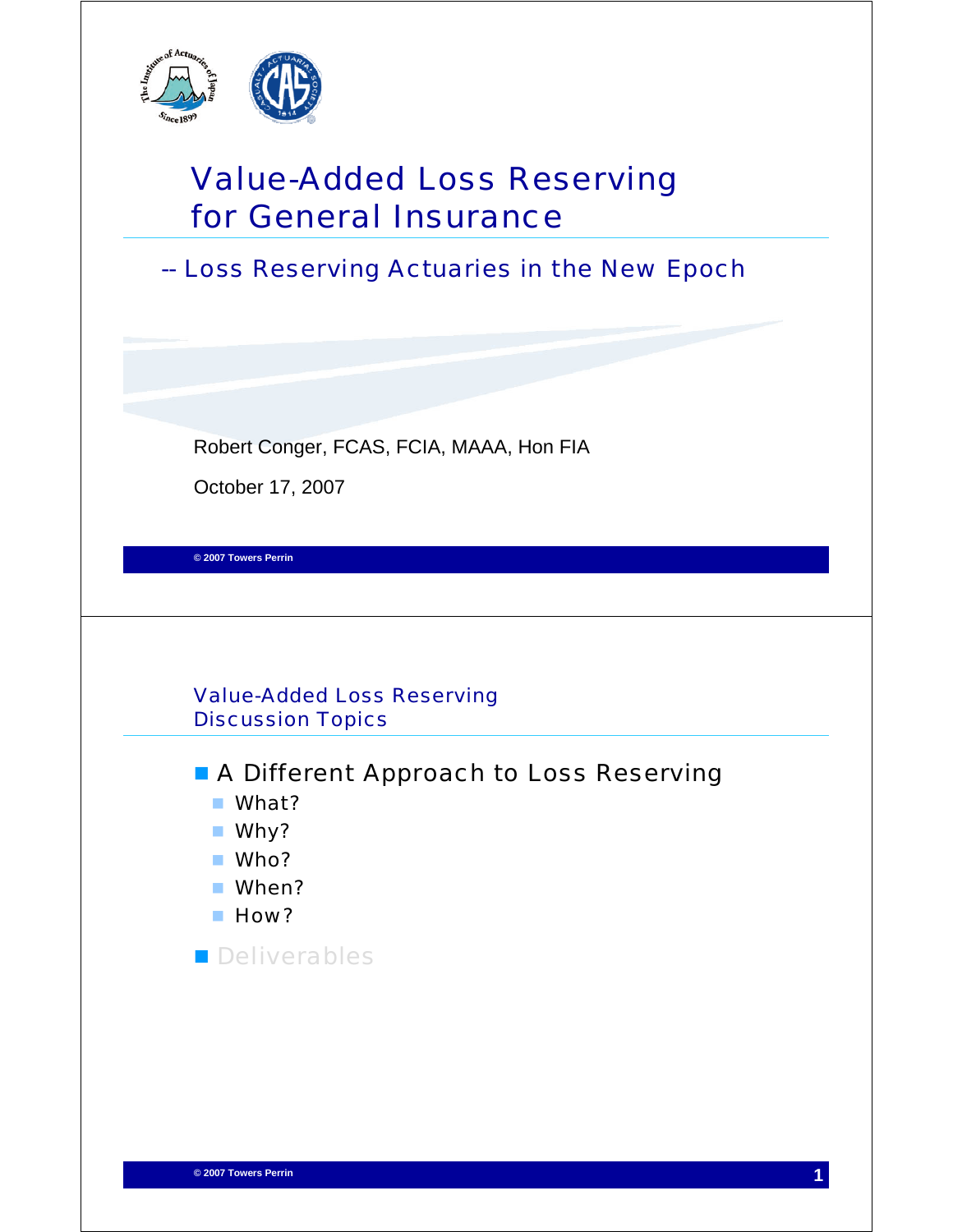# Value-Added Loss Reserving for General Insurance

## -- Loss Reserving Actuaries in the New Epoch

Robert Conger, FCAS, FCIA, MAAA, Hon FIA

October 17, 2007

© 2007 Towers Perrin

---

## Value-Added Loss Reserving Discussion Topics

- A Different Approach to Loss Reserving
  - What?
  - Why?
  - Who?
  - When?
  - How?
- Deliverables

© 2007 Towers Perrin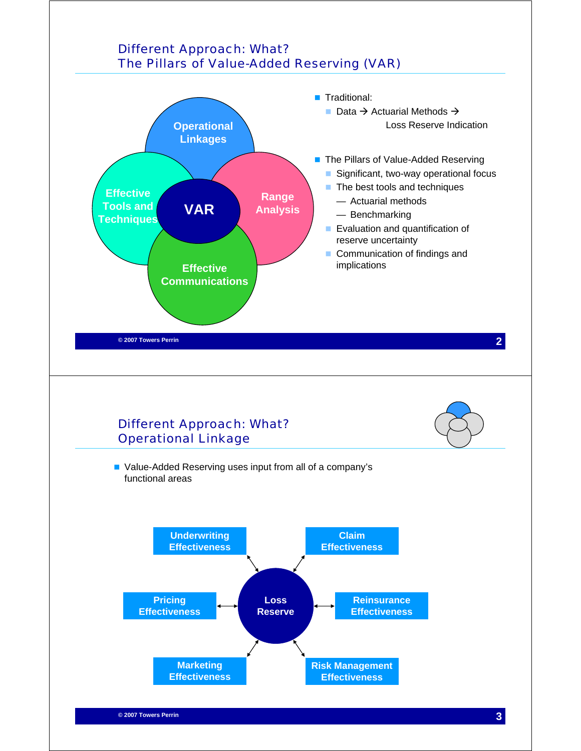## Different Approach: What?
## The Pillars of Value-Added Reserving (VAR)

Operational Linkages

Effective Tools and Techniques

VAR

Range Analysis

Effective Communications

- Traditional:
  - Data → Actuarial Methods → Loss Reserve Indication
- The Pillars of Value-Added Reserving
  - Significant, two-way operational focus
  - The best tools and techniques
    - — Actuarial methods
    - — Benchmarking
  - Evaluation and quantification of reserve uncertainty
  - Communication of findings and implications

© 2007 Towers Perrin

## Different Approach: What?
## Operational Linkage

- Value-Added Reserving uses input from all of a company's functional areas

Underwriting Effectiveness

Claim Effectiveness

Pricing Effectiveness

Loss Reserve

Reinsurance Effectiveness

Marketing Effectiveness

Risk Management Effectiveness

© 2007 Towers Perrin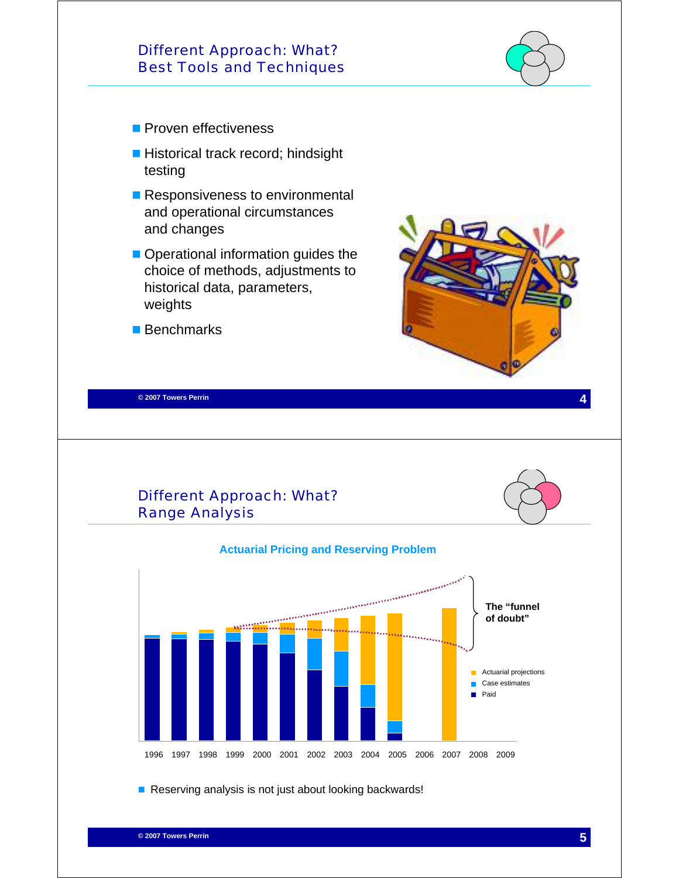## Different Approach: What?
## Best Tools and Techniques

- Proven effectiveness
- Historical track record; hindsight testing
- Responsiveness to environmental and operational circumstances and changes
- Operational information guides the choice of methods, adjustments to historical data, parameters, weights
- Benchmarks

## Different Approach: What?
## Range Analysis

**Actuarial Pricing and Reserving Problem**

The "funnel of doubt"

Actuarial projections
Case estimates
Paid

1996 1997 1998 1999 2000 2001 2002 2003 2004 2005 2006 2007 2008 2009

- Reserving analysis is not just about looking backwards!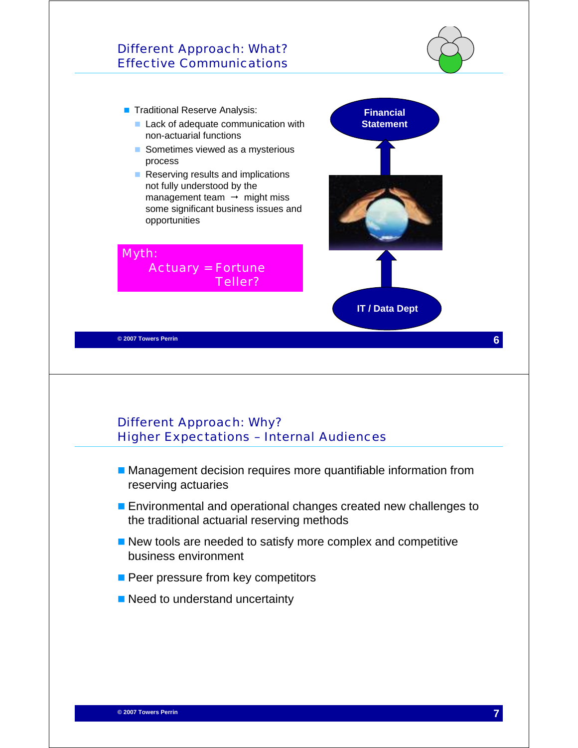## Different Approach: What?
## Effective Communications

- Traditional Reserve Analysis:
  - Lack of adequate communication with non-actuarial functions
  - Sometimes viewed as a mysterious process
  - Reserving results and implications not fully understood by the management team → might miss some significant business issues and opportunities

**Myth:**
**Actuary = Fortune Teller?**

Financial Statement

IT / Data Dept

© 2007 Towers Perrin

## Different Approach: Why?
## Higher Expectations – Internal Audiences

- Management decision requires more quantifiable information from reserving actuaries
- Environmental and operational changes created new challenges to the traditional actuarial reserving methods
- New tools are needed to satisfy more complex and competitive business environment
- Peer pressure from key competitors
- Need to understand uncertainty

© 2007 Towers Perrin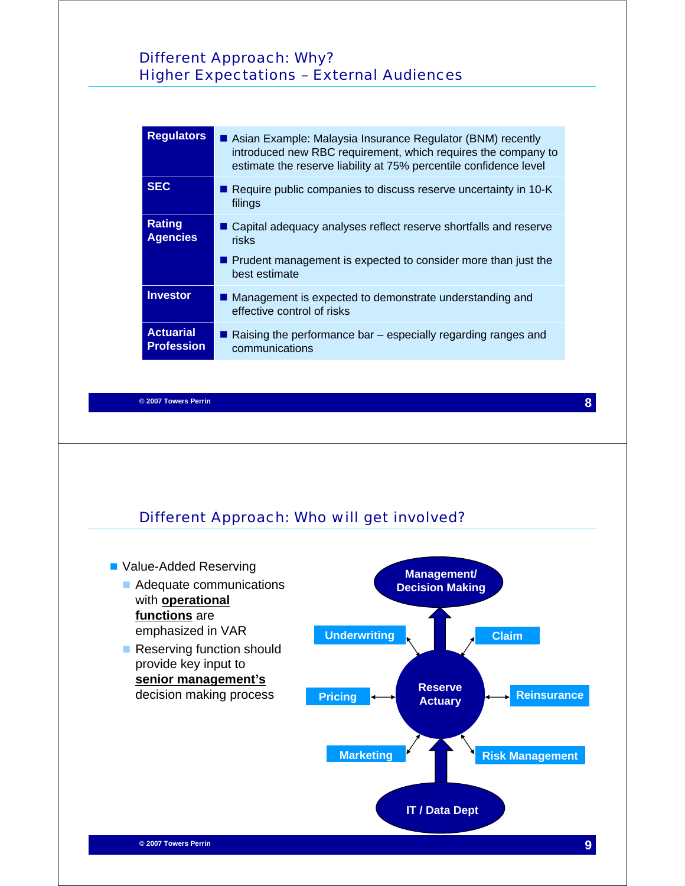## Different Approach: Why?
## Higher Expectations – External Audiences

| | |
|---|---|
| **Regulators** | ■ Asian Example: Malaysia Insurance Regulator (BNM) recently introduced new RBC requirement, which requires the company to estimate the reserve liability at 75% percentile confidence level |
| **SEC** | ■ Require public companies to discuss reserve uncertainty in 10-K filings |
| **Rating Agencies** | ■ Capital adequacy analyses reflect reserve shortfalls and reserve risks<br>■ Prudent management is expected to consider more than just the best estimate |
| **Investor** | ■ Management is expected to demonstrate understanding and effective control of risks |
| **Actuarial Profession** | ■ Raising the performance bar – especially regarding ranges and communications |

© 2007 Towers Perrin

## Different Approach: Who will get involved?

- Value-Added Reserving
  - Adequate communications with **operational functions** are emphasized in VAR
  - Reserving function should provide key input to **senior management's** decision making process

Management/ Decision Making

Underwriting | Claim

Pricing ↔ Reserve Actuary ↔ Reinsurance

Marketing | Risk Management

IT / Data Dept

© 2007 Towers Perrin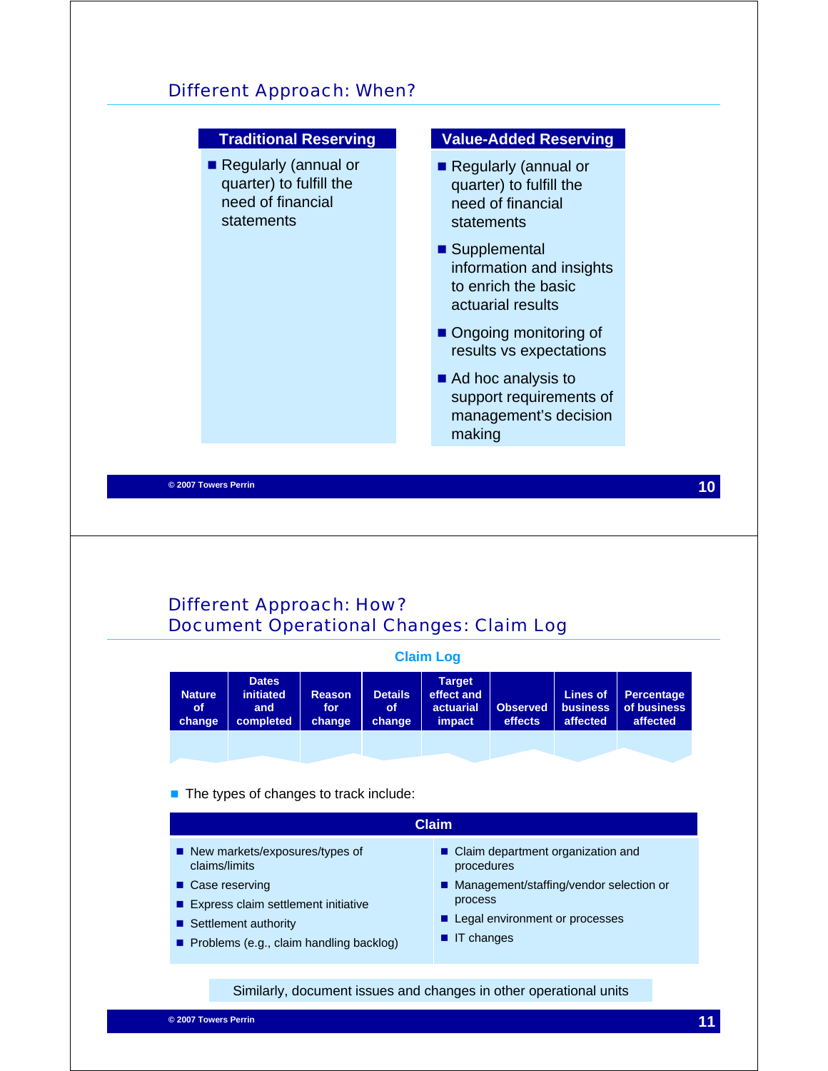## Different Approach: When?

| Traditional Reserving | Value-Added Reserving |
|---|---|
| ■ Regularly (annual or quarter) to fulfill the need of financial statements | ■ Regularly (annual or quarter) to fulfill the need of financial statements<br>■ Supplemental information and insights to enrich the basic actuarial results<br>■ Ongoing monitoring of results vs expectations<br>■ Ad hoc analysis to support requirements of management's decision making |

## Different Approach: How? Document Operational Changes: Claim Log

**Claim Log**

| Nature of change | Dates initiated and completed | Reason for change | Details of change | Target effect and actuarial impact | Observed effects | Lines of business affected | Percentage of business affected |
|---|---|---|---|---|---|---|---|
| | | | | | | | |

- The types of changes to track include:

| Claim | |
|---|---|
| ■ New markets/exposures/types of claims/limits<br>■ Case reserving<br>■ Express claim settlement initiative<br>■ Settlement authority<br>■ Problems (e.g., claim handling backlog) | ■ Claim department organization and procedures<br>■ Management/staffing/vendor selection or process<br>■ Legal environment or processes<br>■ IT changes |

Similarly, document issues and changes in other operational units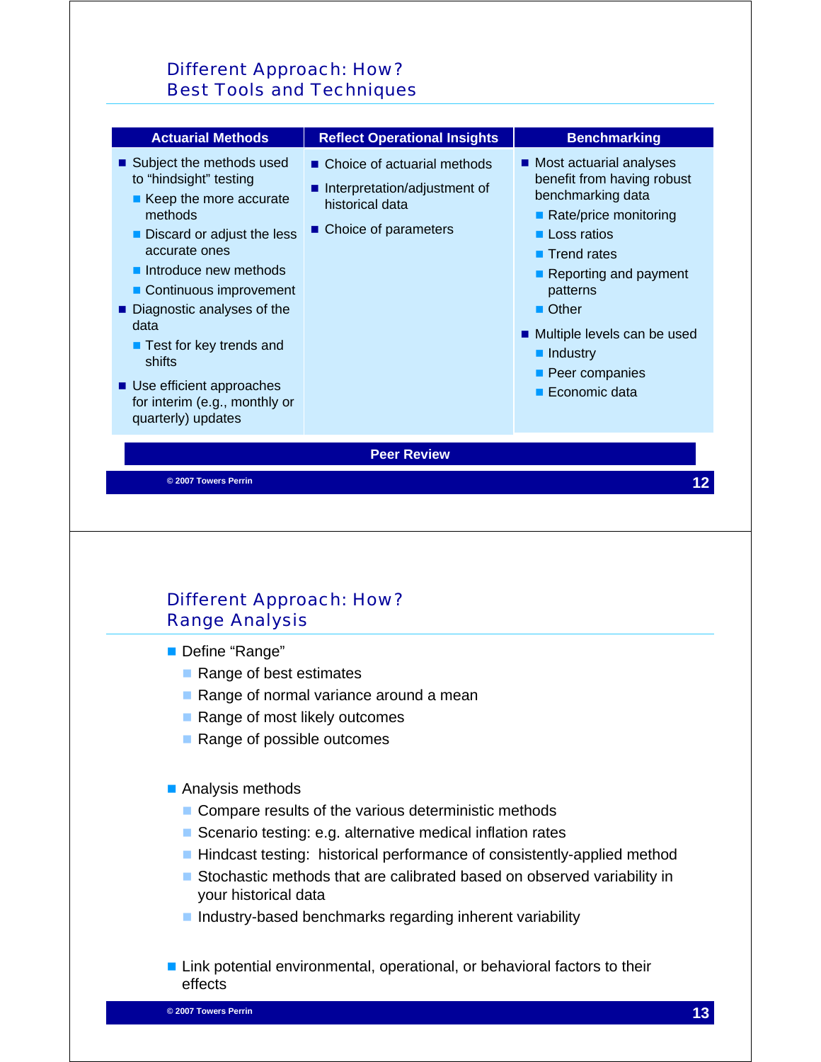## Different Approach: How?
## Best Tools and Techniques

| Actuarial Methods | Reflect Operational Insights | Benchmarking |
|---|---|---|
| ■ Subject the methods used to "hindsight" testing<br>  ■ Keep the more accurate methods<br>  ■ Discard or adjust the less accurate ones<br>  ■ Introduce new methods<br>  ■ Continuous improvement<br>■ Diagnostic analyses of the data<br>  ■ Test for key trends and shifts<br>■ Use efficient approaches for interim (e.g., monthly or quarterly) updates | ■ Choice of actuarial methods<br>■ Interpretation/adjustment of historical data<br>■ Choice of parameters | ■ Most actuarial analyses benefit from having robust benchmarking data<br>  ■ Rate/price monitoring<br>  ■ Loss ratios<br>  ■ Trend rates<br>  ■ Reporting and payment patterns<br>  ■ Other<br>■ Multiple levels can be used<br>  ■ Industry<br>  ■ Peer companies<br>  ■ Economic data |

**Peer Review**

## Different Approach: How?
## Range Analysis

- Define "Range"
  - Range of best estimates
  - Range of normal variance around a mean
  - Range of most likely outcomes
  - Range of possible outcomes

- Analysis methods
  - Compare results of the various deterministic methods
  - Scenario testing: e.g. alternative medical inflation rates
  - Hindcast testing: historical performance of consistently-applied method
  - Stochastic methods that are calibrated based on observed variability in your historical data
  - Industry-based benchmarks regarding inherent variability

- Link potential environmental, operational, or behavioral factors to their effects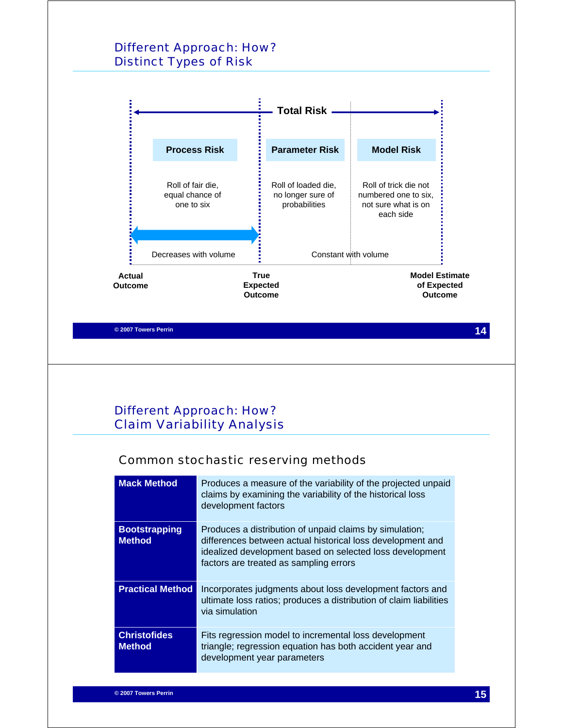## Different Approach: How?
## Distinct Types of Risk

**Total Risk**

| **Process Risk** | **Parameter Risk** | **Model Risk** |
|---|---|---|
| Roll of fair die, equal chance of one to six | Roll of loaded die, no longer sure of probabilities | Roll of trick die not numbered one to six, not sure what is on each side |
| Decreases with volume | Constant with volume | |

**Actual Outcome** — **True Expected Outcome** — **Model Estimate of Expected Outcome**

© 2007 Towers Perrin

## Different Approach: How?
## Claim Variability Analysis

### Common stochastic reserving methods

| Method | Description |
|---|---|
| **Mack Method** | Produces a measure of the variability of the projected unpaid claims by examining the variability of the historical loss development factors |
| **Bootstrapping Method** | Produces a distribution of unpaid claims by simulation; differences between actual historical loss development and idealized development based on selected loss development factors are treated as sampling errors |
| **Practical Method** | Incorporates judgments about loss development factors and ultimate loss ratios; produces a distribution of claim liabilities via simulation |
| **Christofides Method** | Fits regression model to incremental loss development triangle; regression equation has both accident year and development year parameters |

© 2007 Towers Perrin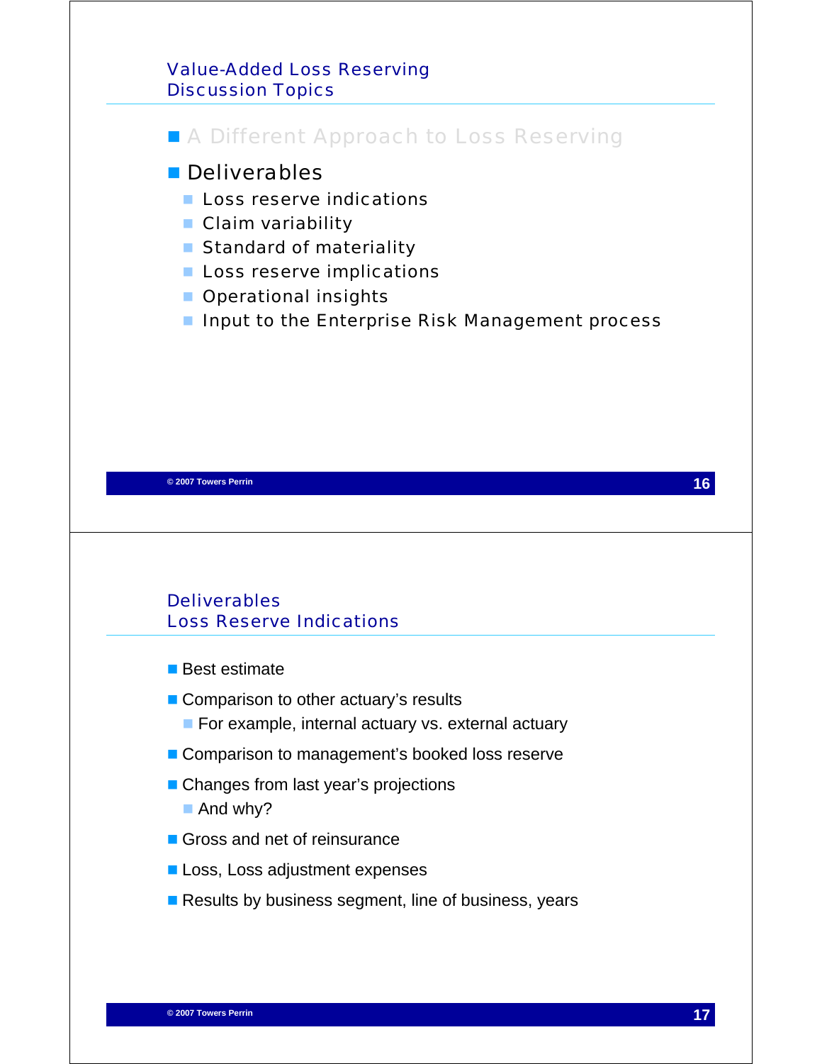## Value-Added Loss Reserving
## Discussion Topics

- A Different Approach to Loss Reserving
- Deliverables
  - Loss reserve indications
  - Claim variability
  - Standard of materiality
  - Loss reserve implications
  - Operational insights
  - Input to the Enterprise Risk Management process

© 2007 Towers Perrin

## Deliverables
## Loss Reserve Indications

- Best estimate
- Comparison to other actuary's results
  - For example, internal actuary vs. external actuary
- Comparison to management's booked loss reserve
- Changes from last year's projections
  - And why?
- Gross and net of reinsurance
- Loss, Loss adjustment expenses
- Results by business segment, line of business, years

© 2007 Towers Perrin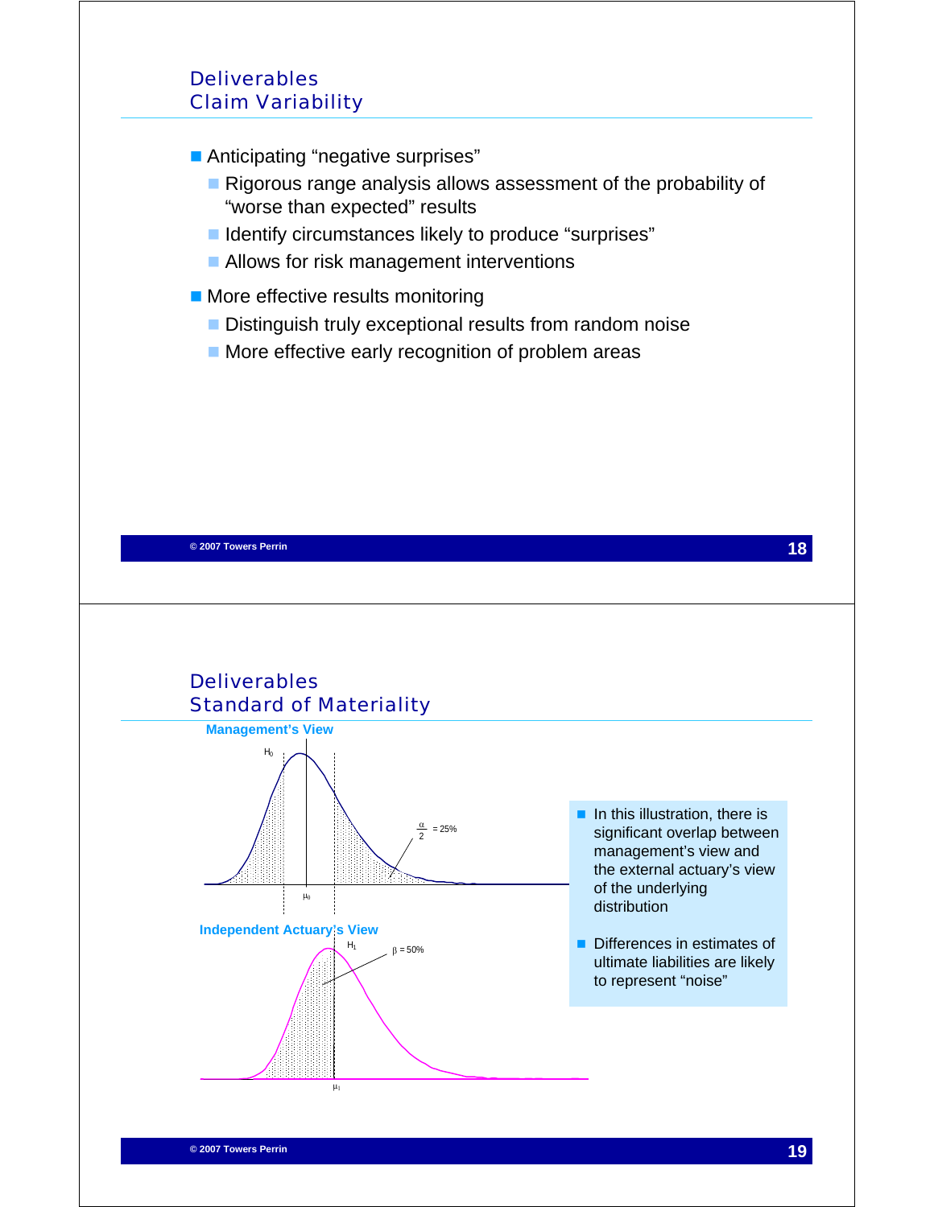## Deliverables
## Claim Variability

- Anticipating "negative surprises"
  - Rigorous range analysis allows assessment of the probability of "worse than expected" results
  - Identify circumstances likely to produce "surprises"
  - Allows for risk management interventions
- More effective results monitoring
  - Distinguish truly exceptional results from random noise
  - More effective early recognition of problem areas

## Deliverables
## Standard of Materiality

**Management's View**

$H_0$

$\frac{\alpha}{2} = 25\%$

$\mu_0$

**Independent Actuary's View**

$H_1$

$\beta = 50\%$

$\mu_1$

- In this illustration, there is significant overlap between management's view and the external actuary's view of the underlying distribution
- Differences in estimates of ultimate liabilities are likely to represent "noise"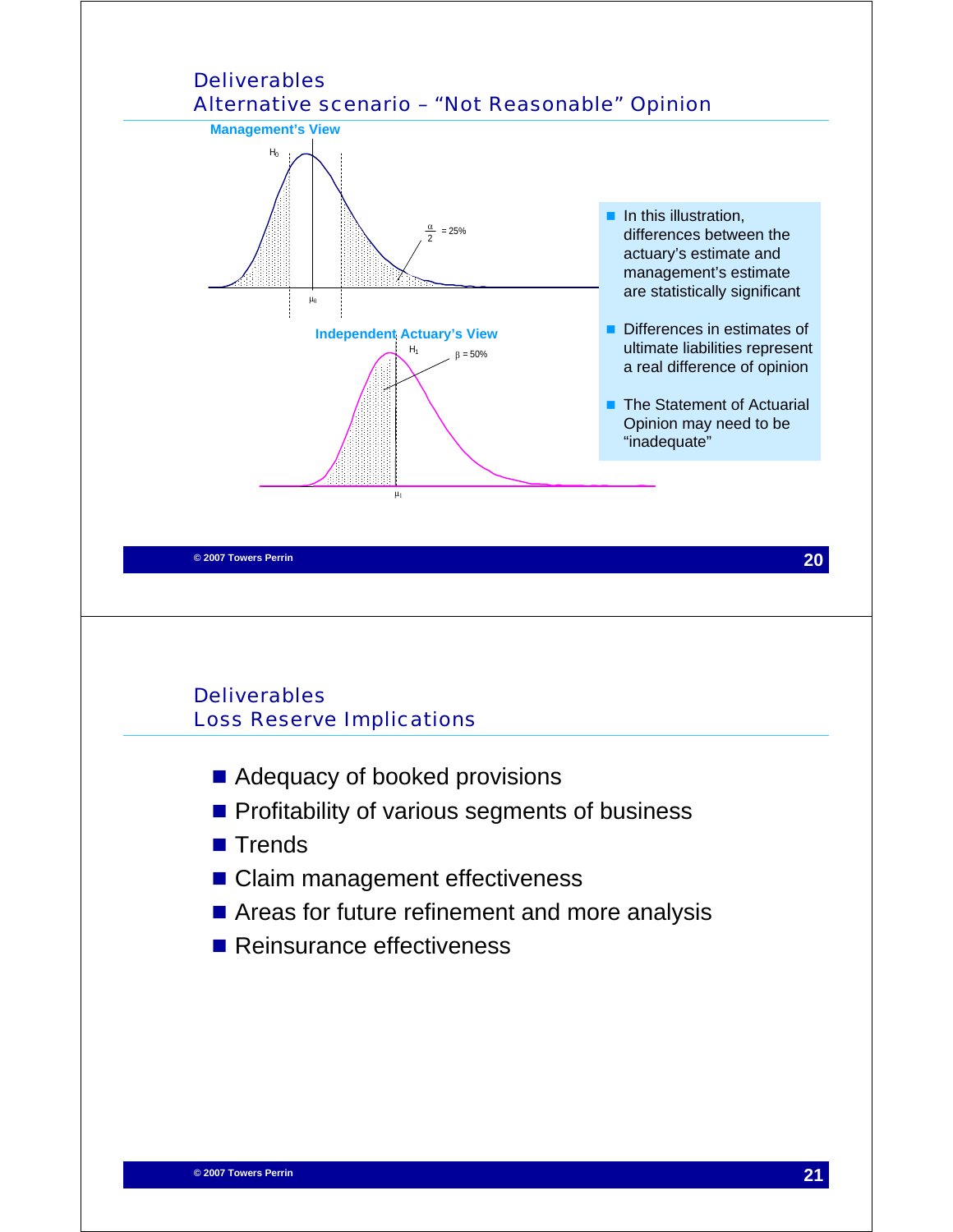## Deliverables
### Alternative scenario – "Not Reasonable" Opinion

**Management's View**

$H_0$

$\frac{\alpha}{2} = 25\%$

$\mu_0$

**Independent Actuary's View**

$H_1$

$\beta = 50\%$

$\mu_1$

- In this illustration, differences between the actuary's estimate and management's estimate are statistically significant
- Differences in estimates of ultimate liabilities represent a real difference of opinion
- The Statement of Actuarial Opinion may need to be "inadequate"

## Deliverables
### Loss Reserve Implications

- Adequacy of booked provisions
- Profitability of various segments of business
- Trends
- Claim management effectiveness
- Areas for future refinement and more analysis
- Reinsurance effectiveness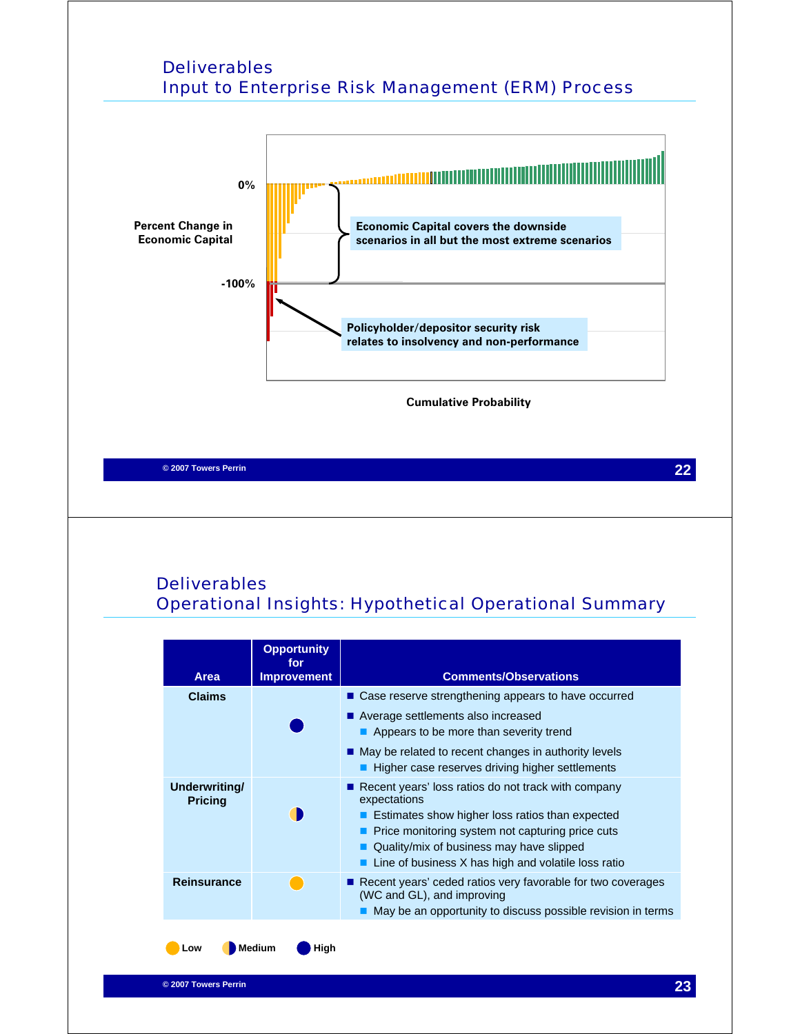## Deliverables
## Input to Enterprise Risk Management (ERM) Process

Percent Change in Economic Capital

0%

-100%

Economic Capital covers the downside scenarios in all but the most extreme scenarios

Policyholder/depositor security risk relates to insolvency and non-performance

Cumulative Probability

## Deliverables
## Operational Insights: Hypothetical Operational Summary

| Area | Opportunity for Improvement | Comments/Observations |
|---|---|---|
| Claims | High | ■ Case reserve strengthening appears to have occurred<br>■ Average settlements also increased<br>  ■ Appears to be more than severity trend<br>■ May be related to recent changes in authority levels<br>  ■ Higher case reserves driving higher settlements |
| Underwriting/ Pricing | Medium | ■ Recent years' loss ratios do not track with company expectations<br>  ■ Estimates show higher loss ratios than expected<br>  ■ Price monitoring system not capturing price cuts<br>  ■ Quality/mix of business may have slipped<br>  ■ Line of business X has high and volatile loss ratio |
| Reinsurance | Low | ■ Recent years' ceded ratios very favorable for two coverages (WC and GL), and improving<br>  ■ May be an opportunity to discuss possible revision in terms |

Low   Medium   High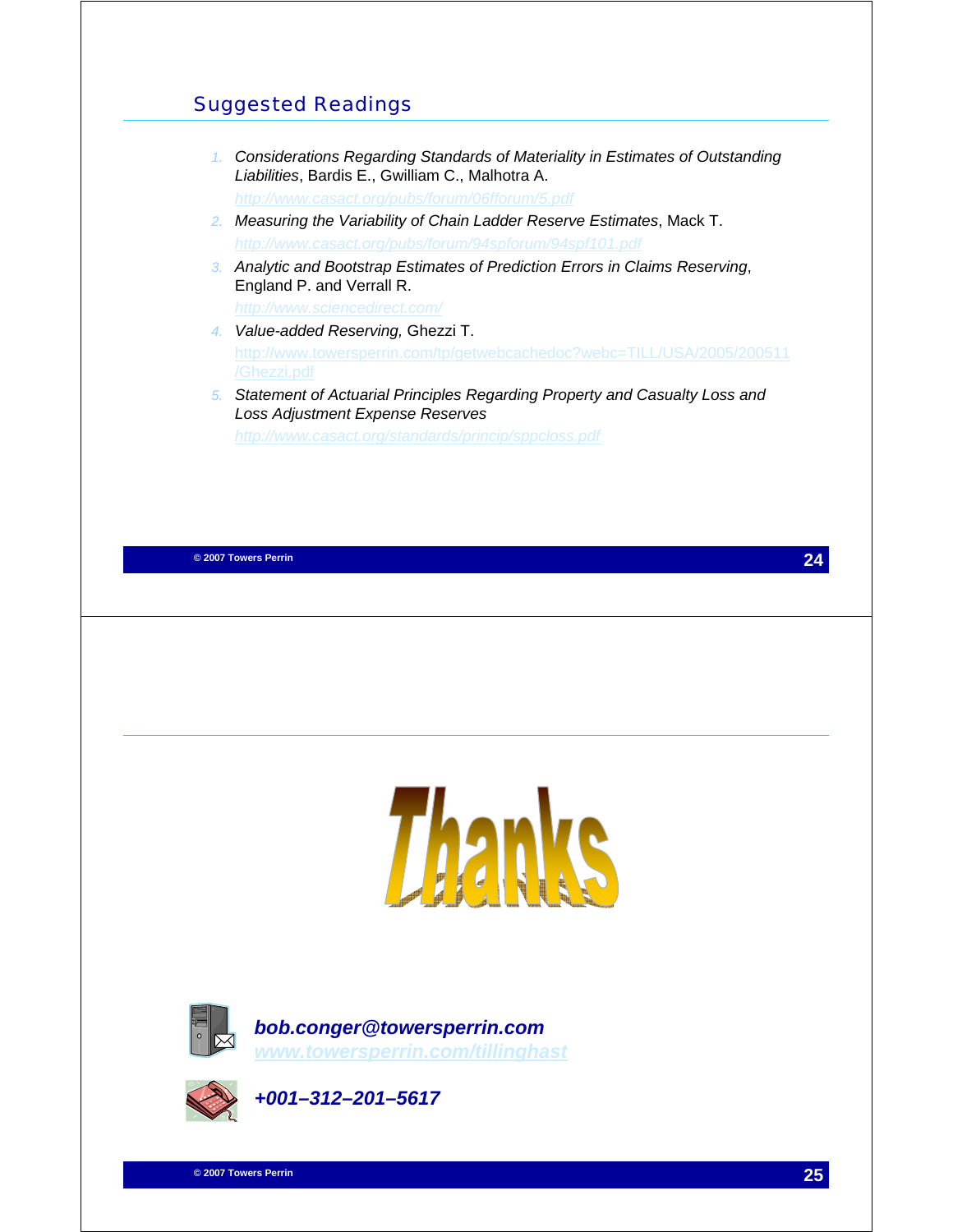## Suggested Readings

1. *Considerations Regarding Standards of Materiality in Estimates of Outstanding Liabilities*, Bardis E., Gwilliam C., Malhotra A.

   http://www.casact.org/pubs/forum/06fforum/5.pdf

2. *Measuring the Variability of Chain Ladder Reserve Estimates*, Mack T.

   http://www.casact.org/pubs/forum/94spforum/94spf101.pdf

3. *Analytic and Bootstrap Estimates of Prediction Errors in Claims Reserving*, England P. and Verrall R.

   http://www.sciencedirect.com/

4. *Value-added Reserving,* Ghezzi T.

   http://www.towersperrin.com/tp/getwebcachedoc?webc=TILL/USA/2005/200511/Ghezzi.pdf

5. *Statement of Actuarial Principles Regarding Property and Casualty Loss and Loss Adjustment Expense Reserves*

   http://www.casact.org/standards/princip/sppcloss.pdf

# Thanks

***bob.conger@towersperrin.com***

***www.towersperrin.com/tillinghast***

***+001–312–201–5617***